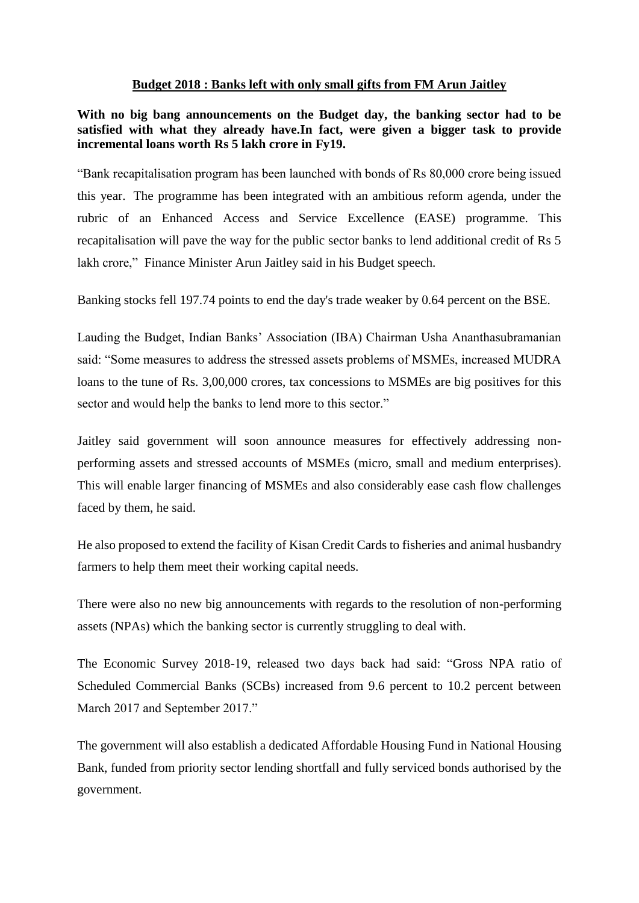# Budget 2018 : Banks left with only small gifts from FM Arun Jaitley

**With no big bang announcements on the Budget day, the banking sector had to be satisfied with what they already have.In fact, were given a bigger task to provide incremental loans worth Rs 5 lakh crore in Fy19.**

"Bank recapitalisation program has been launched with bonds of Rs 80,000 crore being issued this year. The programme has been integrated with an ambitious reform agenda, under the rubric of an Enhanced Access and Service Excellence (EASE) programme. This recapitalisation will pave the way for the public sector banks to lend additional credit of Rs 5 lakh crore," Finance Minister Arun Jaitley said in his Budget speech.

Banking stocks fell 197.74 points to end the day's trade weaker by 0.64 percent on the BSE.

Lauding the Budget, Indian Banks' Association (IBA) Chairman Usha Ananthasubramanian said: "Some measures to address the stressed assets problems of MSMEs, increased MUDRA loans to the tune of Rs. 3,00,000 crores, tax concessions to MSMEs are big positives for this sector and would help the banks to lend more to this sector."

Jaitley said government will soon announce measures for effectively addressing non-performing assets and stressed accounts of MSMEs (micro, small and medium enterprises). This will enable larger financing of MSMEs and also considerably ease cash flow challenges faced by them, he said.

He also proposed to extend the facility of Kisan Credit Cards to fisheries and animal husbandry farmers to help them meet their working capital needs.

There were also no new big announcements with regards to the resolution of non-performing assets (NPAs) which the banking sector is currently struggling to deal with.

The Economic Survey 2018-19, released two days back had said: "Gross NPA ratio of Scheduled Commercial Banks (SCBs) increased from 9.6 percent to 10.2 percent between March 2017 and September 2017."

The government will also establish a dedicated Affordable Housing Fund in National Housing Bank, funded from priority sector lending shortfall and fully serviced bonds authorised by the government.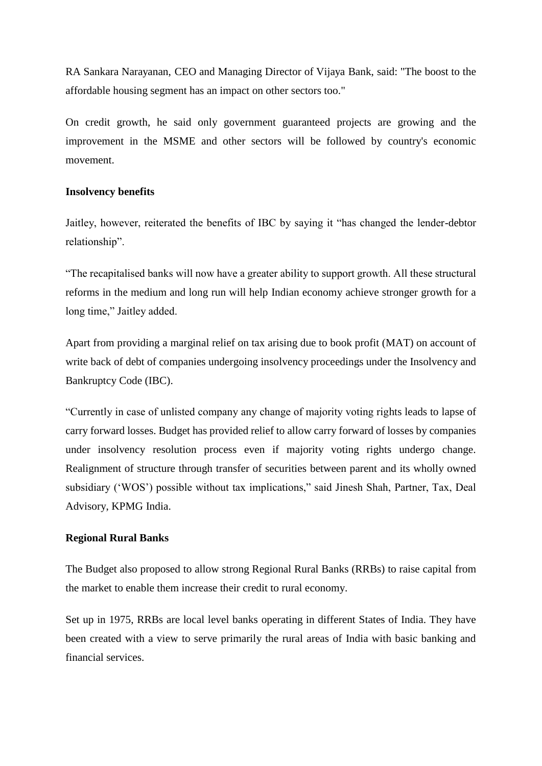RA Sankara Narayanan, CEO and Managing Director of Vijaya Bank, said: "The boost to the affordable housing segment has an impact on other sectors too."

On credit growth, he said only government guaranteed projects are growing and the improvement in the MSME and other sectors will be followed by country's economic movement.

**Insolvency benefits**

Jaitley, however, reiterated the benefits of IBC by saying it “has changed the lender-debtor relationship”.

“The recapitalised banks will now have a greater ability to support growth. All these structural reforms in the medium and long run will help Indian economy achieve stronger growth for a long time,” Jaitley added.

Apart from providing a marginal relief on tax arising due to book profit (MAT) on account of write back of debt of companies undergoing insolvency proceedings under the Insolvency and Bankruptcy Code (IBC).

“Currently in case of unlisted company any change of majority voting rights leads to lapse of carry forward losses. Budget has provided relief to allow carry forward of losses by companies under insolvency resolution process even if majority voting rights undergo change. Realignment of structure through transfer of securities between parent and its wholly owned subsidiary (‘WOS’) possible without tax implications,” said Jinesh Shah, Partner, Tax, Deal Advisory, KPMG India.

**Regional Rural Banks**

The Budget also proposed to allow strong Regional Rural Banks (RRBs) to raise capital from the market to enable them increase their credit to rural economy.

Set up in 1975, RRBs are local level banks operating in different States of India. They have been created with a view to serve primarily the rural areas of India with basic banking and financial services.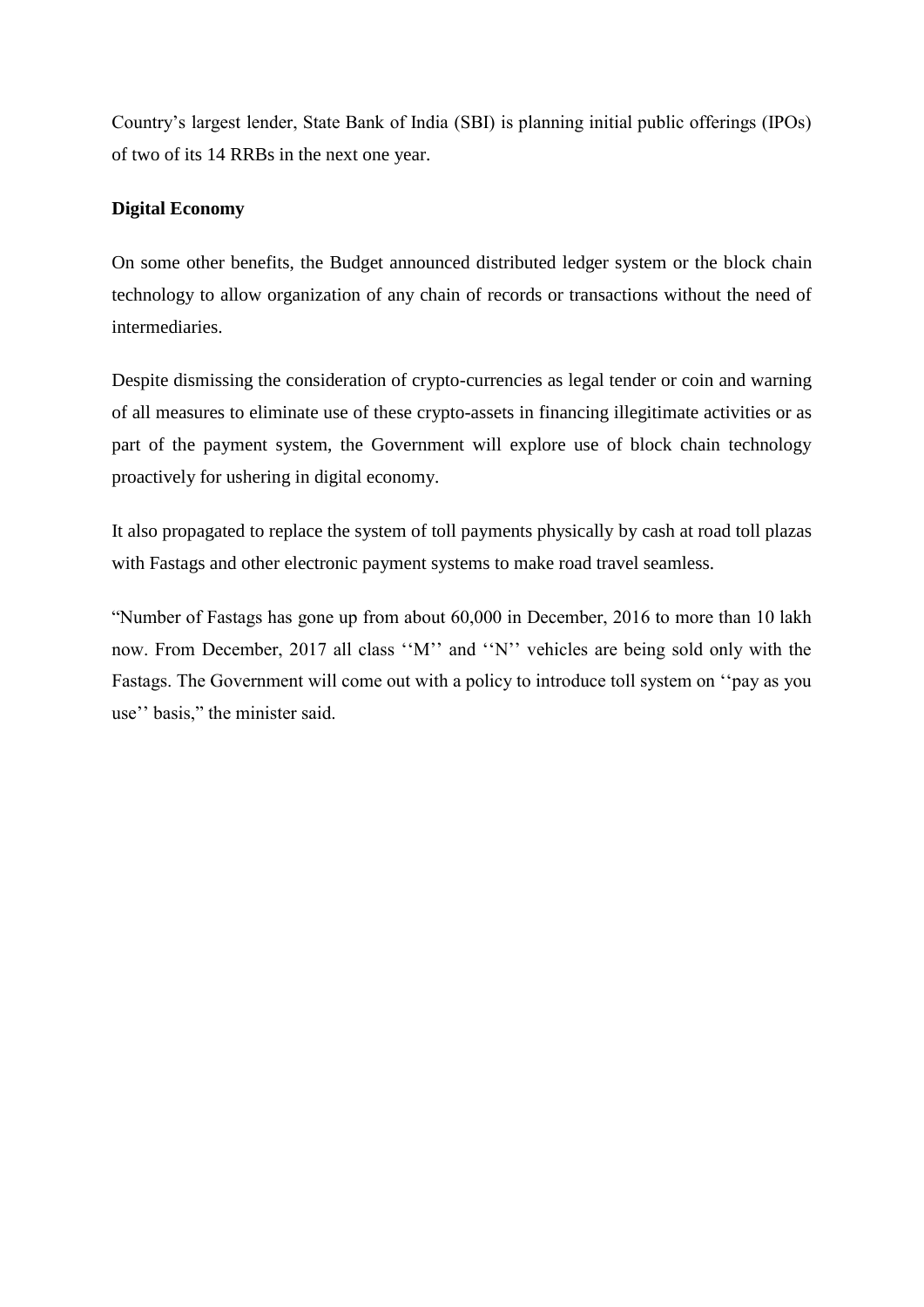Country's largest lender, State Bank of India (SBI) is planning initial public offerings (IPOs) of two of its 14 RRBs in the next one year.

**Digital Economy**

On some other benefits, the Budget announced distributed ledger system or the block chain technology to allow organization of any chain of records or transactions without the need of intermediaries.

Despite dismissing the consideration of crypto-currencies as legal tender or coin and warning of all measures to eliminate use of these crypto-assets in financing illegitimate activities or as part of the payment system, the Government will explore use of block chain technology proactively for ushering in digital economy.

It also propagated to replace the system of toll payments physically by cash at road toll plazas with Fastags and other electronic payment systems to make road travel seamless.

"Number of Fastags has gone up from about 60,000 in December, 2016 to more than 10 lakh now. From December, 2017 all class ''M'' and ''N'' vehicles are being sold only with the Fastags. The Government will come out with a policy to introduce toll system on ''pay as you use'' basis," the minister said.